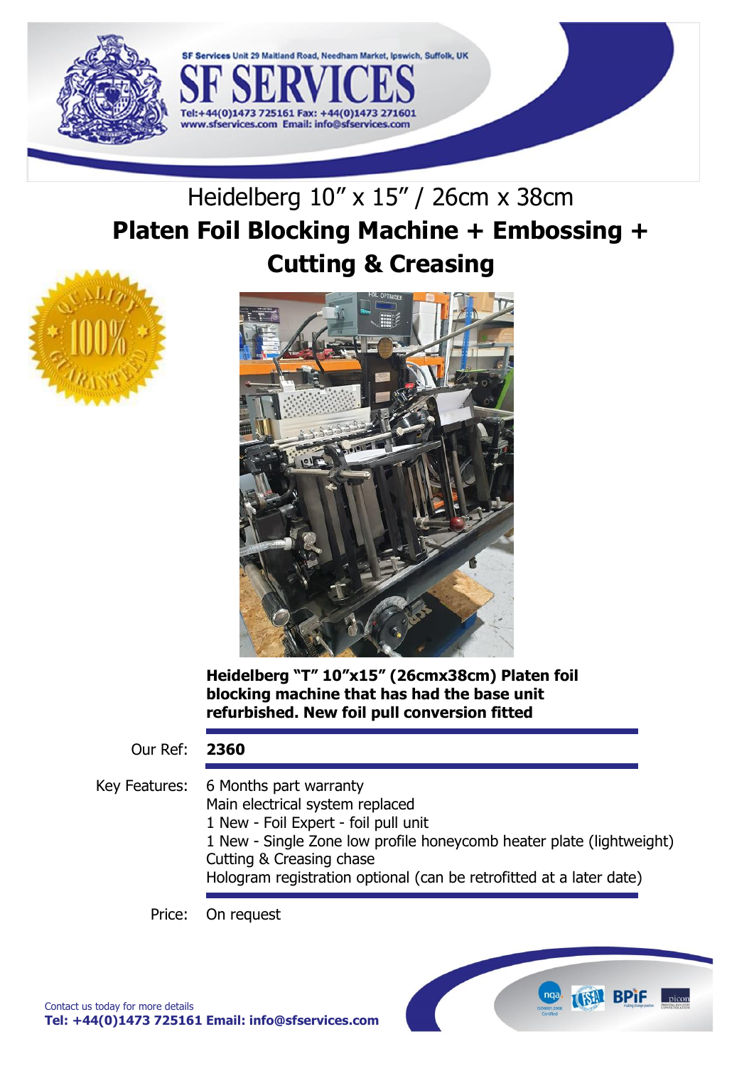SF Services Unit 29 Maitland Road, Needham Market, Ipswich, Suffolk, UK

# SF SERVICES

Tel:+44(0)1473 725161 Fax: +44(0)1473 271601
www.sfservices.com Email: info@sfservices.com

## Heidelberg 10" x 15" / 26cm x 38cm

# Platen Foil Blocking Machine + Embossing + Cutting & Creasing

**Heidelberg "T" 10"x15" (26cmx38cm) Platen foil blocking machine that has had the base unit refurbished. New foil pull conversion fitted**

Our Ref: **2360**

Key Features:
- 6 Months part warranty
- Main electrical system replaced
- 1 New - Foil Expert - foil pull unit
- 1 New - Single Zone low profile honeycomb heater plate (lightweight)
- Cutting & Creasing chase
- Hologram registration optional (can be retrofitted at a later date)

Price: On request

Contact us today for more details
**Tel: +44(0)1473 725161 Email: info@sfservices.com**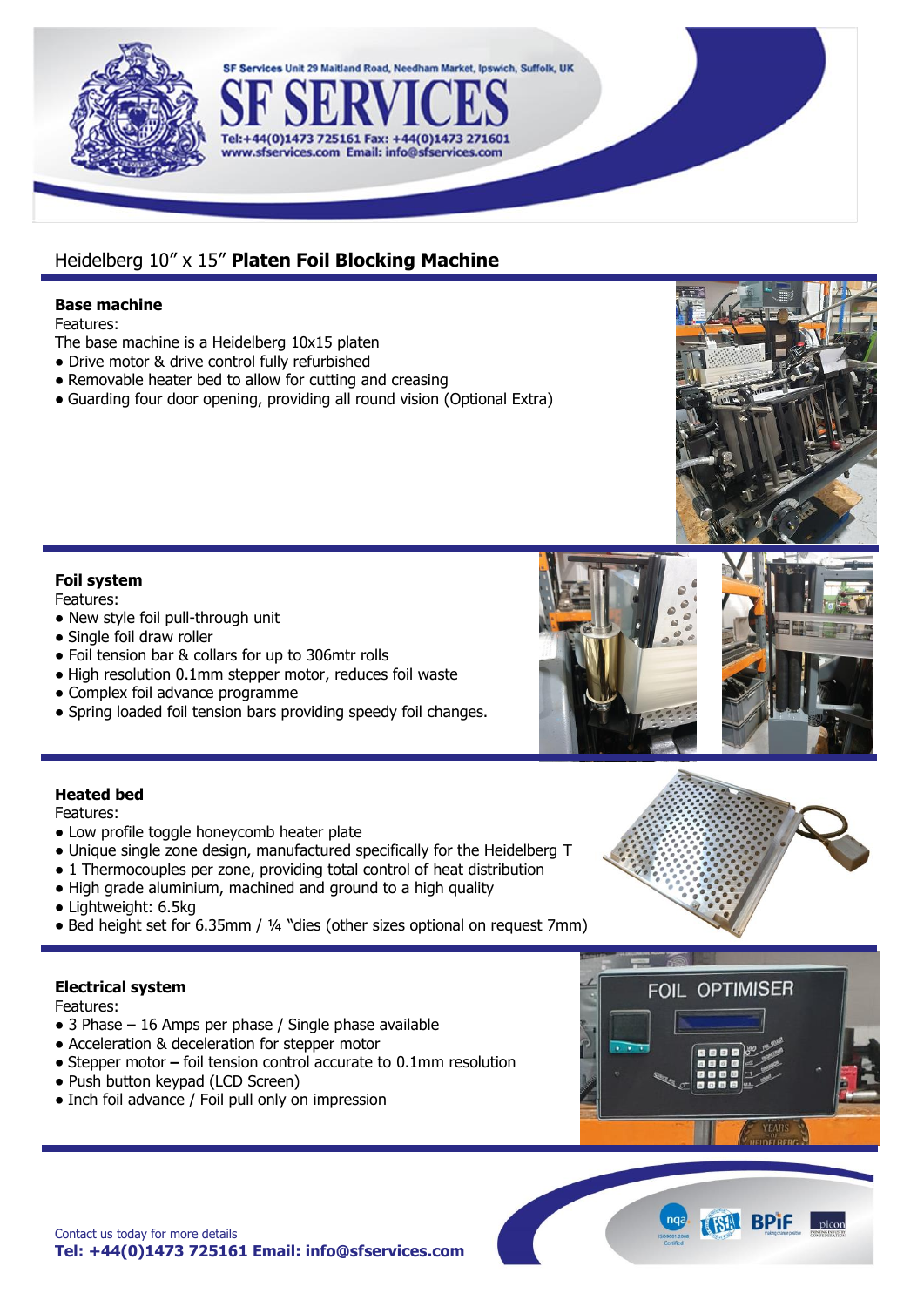SF Services Unit 29 Maitland Road, Needham Market, Ipswich, Suffolk, UK

# SF SERVICES

Tel:+44(0)1473 725161 Fax: +44(0)1473 271601
www.sfservices.com Email: info@sfservices.com

## Heidelberg 10" x 15" **Platen Foil Blocking Machine**

### Base machine

Features:

The base machine is a Heidelberg 10x15 platen

- Drive motor & drive control fully refurbished
- Removable heater bed to allow for cutting and creasing
- Guarding four door opening, providing all round vision (Optional Extra)

### Foil system

Features:

- New style foil pull-through unit
- Single foil draw roller
- Foil tension bar & collars for up to 306mtr rolls
- High resolution 0.1mm stepper motor, reduces foil waste
- Complex foil advance programme
- Spring loaded foil tension bars providing speedy foil changes.

### Heated bed

Features:

- Low profile toggle honeycomb heater plate
- Unique single zone design, manufactured specifically for the Heidelberg T
- 1 Thermocouples per zone, providing total control of heat distribution
- High grade aluminium, machined and ground to a high quality
- Lightweight: 6.5kg
- Bed height set for 6.35mm / ¼ "dies (other sizes optional on request 7mm)

### Electrical system

Features:

- 3 Phase – 16 Amps per phase / Single phase available
- Acceleration & deceleration for stepper motor
- Stepper motor – foil tension control accurate to 0.1mm resolution
- Push button keypad (LCD Screen)
- Inch foil advance / Foil pull only on impression

Contact us today for more details

**Tel: +44(0)1473 725161 Email: info@sfservices.com**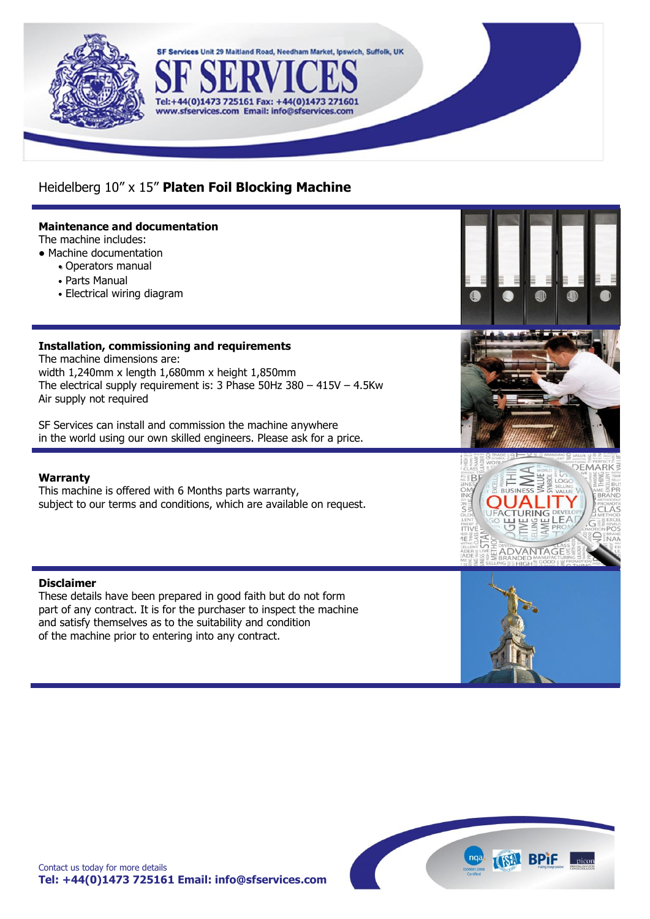SF Services Unit 29 Maitland Road, Needham Market, Ipswich, Suffolk, UK

# SF SERVICES

Tel:+44(0)1473 725161 Fax: +44(0)1473 271601
www.sfservices.com Email: info@sfservices.com

## Heidelberg 10" x 15" **Platen Foil Blocking Machine**

### Maintenance and documentation

The machine includes:

- Machine documentation
    - Operators manual
    - Parts Manual
    - Electrical wiring diagram

### Installation, commissioning and requirements

The machine dimensions are:
width 1,240mm x length 1,680mm x height 1,850mm
The electrical supply requirement is: 3 Phase 50Hz 380 – 415V – 4.5Kw
Air supply not required

SF Services can install and commission the machine anywhere in the world using our own skilled engineers. Please ask for a price.

### Warranty

This machine is offered with 6 Months parts warranty, subject to our terms and conditions, which are available on request.

### Disclaimer

These details have been prepared in good faith but do not form part of any contract. It is for the purchaser to inspect the machine and satisfy themselves as to the suitability and condition of the machine prior to entering into any contract.

Contact us today for more details
**Tel: +44(0)1473 725161 Email: info@sfservices.com**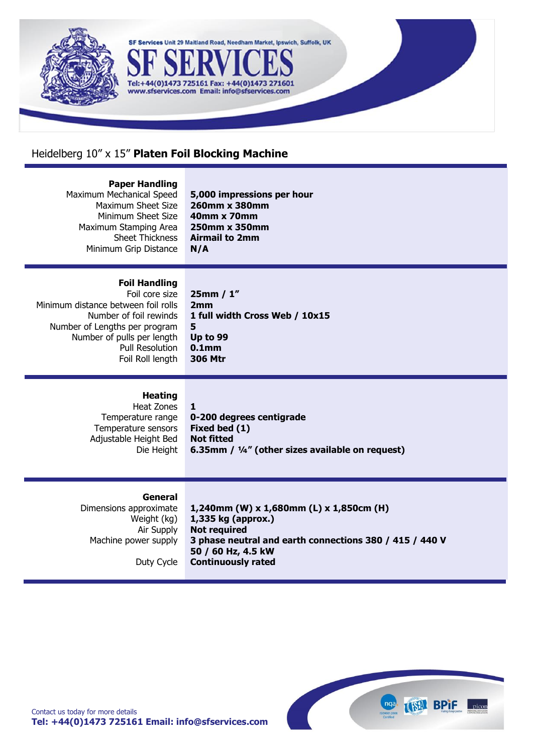SF Services Unit 29 Maitland Road, Needham Market, Ipswich, Suffolk, UK

# SF SERVICES

Tel:+44(0)1473 725161 Fax: +44(0)1473 271601
www.sfservices.com Email: info@sfservices.com

## Heidelberg 10″ x 15″ **Platen Foil Blocking Machine**

| | |
|---|---|
| **Paper Handling** | |
| Maximum Mechanical Speed | **5,000 impressions per hour** |
| Maximum Sheet Size | **260mm x 380mm** |
| Minimum Sheet Size | **40mm x 70mm** |
| Maximum Stamping Area | **250mm x 350mm** |
| Sheet Thickness | **Airmail to 2mm** |
| Minimum Grip Distance | **N/A** |
| **Foil Handling** | |
| Foil core size | **25mm / 1″** |
| Minimum distance between foil rolls | **2mm** |
| Number of foil rewinds | **1 full width Cross Web / 10x15** |
| Number of Lengths per program | **5** |
| Number of pulls per length | **Up to 99** |
| Pull Resolution | **0.1mm** |
| Foil Roll length | **306 Mtr** |
| **Heating** | |
| Heat Zones | **1** |
| Temperature range | **0-200 degrees centigrade** |
| Temperature sensors | **Fixed bed (1)** |
| Adjustable Height Bed | **Not fitted** |
| Die Height | **6.35mm / ¼″ (other sizes available on request)** |
| **General** | |
| Dimensions approximate | **1,240mm (W) x 1,680mm (L) x 1,850cm (H)** |
| Weight (kg) | **1,335 kg (approx.)** |
| Air Supply | **Not required** |
| Machine power supply | **3 phase neutral and earth connections 380 / 415 / 440 V 50 / 60 Hz, 4.5 kW** |
| Duty Cycle | **Continuously rated** |

Contact us today for more details
**Tel: +44(0)1473 725161 Email: info@sfservices.com**